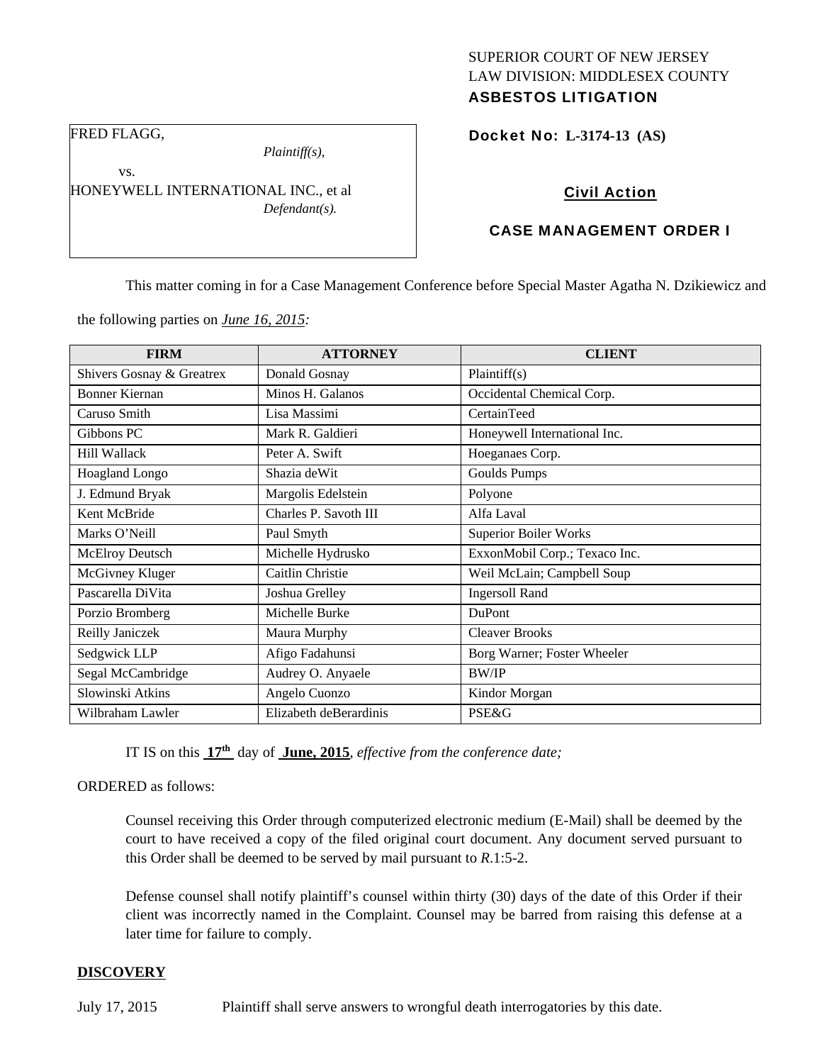SUPERIOR COURT OF NEW JERSEY
LAW DIVISION: MIDDLESEX COUNTY
**ASBESTOS LITIGATION**

FRED FLAGG,
*Plaintiff(s),*
vs.
HONEYWELL INTERNATIONAL INC., et al
*Defendant(s).*

**Docket No: L-3174-13 (AS)**

**Civil Action**

**CASE MANAGEMENT ORDER I**

This matter coming in for a Case Management Conference before Special Master Agatha N. Dzikiewicz and the following parties on *June 16, 2015:*

| FIRM | ATTORNEY | CLIENT |
|---|---|---|
| Shivers Gosnay & Greatrex | Donald Gosnay | Plaintiff(s) |
| Bonner Kiernan | Minos H. Galanos | Occidental Chemical Corp. |
| Caruso Smith | Lisa Massimi | CertainTeed |
| Gibbons PC | Mark R. Galdieri | Honeywell International Inc. |
| Hill Wallack | Peter A. Swift | Hoeganaes Corp. |
| Hoagland Longo | Shazia deWit | Goulds Pumps |
| J. Edmund Bryak | Margolis Edelstein | Polyone |
| Kent McBride | Charles P. Savoth III | Alfa Laval |
| Marks O'Neill | Paul Smyth | Superior Boiler Works |
| McElroy Deutsch | Michelle Hydrusko | ExxonMobil Corp.; Texaco Inc. |
| McGivney Kluger | Caitlin Christie | Weil McLain; Campbell Soup |
| Pascarella DiVita | Joshua Grelley | Ingersoll Rand |
| Porzio Bromberg | Michelle Burke | DuPont |
| Reilly Janiczek | Maura Murphy | Cleaver Brooks |
| Sedgwick LLP | Afigo Fadahunsi | Borg Warner; Foster Wheeler |
| Segal McCambridge | Audrey O. Anyaele | BW/IP |
| Slowinski Atkins | Angelo Cuonzo | Kindor Morgan |
| Wilbraham Lawler | Elizabeth deBerardinis | PSE&G |

IT IS on this **17th** day of **June, 2015**, *effective from the conference date;*

ORDERED as follows:

Counsel receiving this Order through computerized electronic medium (E-Mail) shall be deemed by the court to have received a copy of the filed original court document. Any document served pursuant to this Order shall be deemed to be served by mail pursuant to *R*.1:5-2.

Defense counsel shall notify plaintiff's counsel within thirty (30) days of the date of this Order if their client was incorrectly named in the Complaint. Counsel may be barred from raising this defense at a later time for failure to comply.

**DISCOVERY**

July 17, 2015 Plaintiff shall serve answers to wrongful death interrogatories by this date.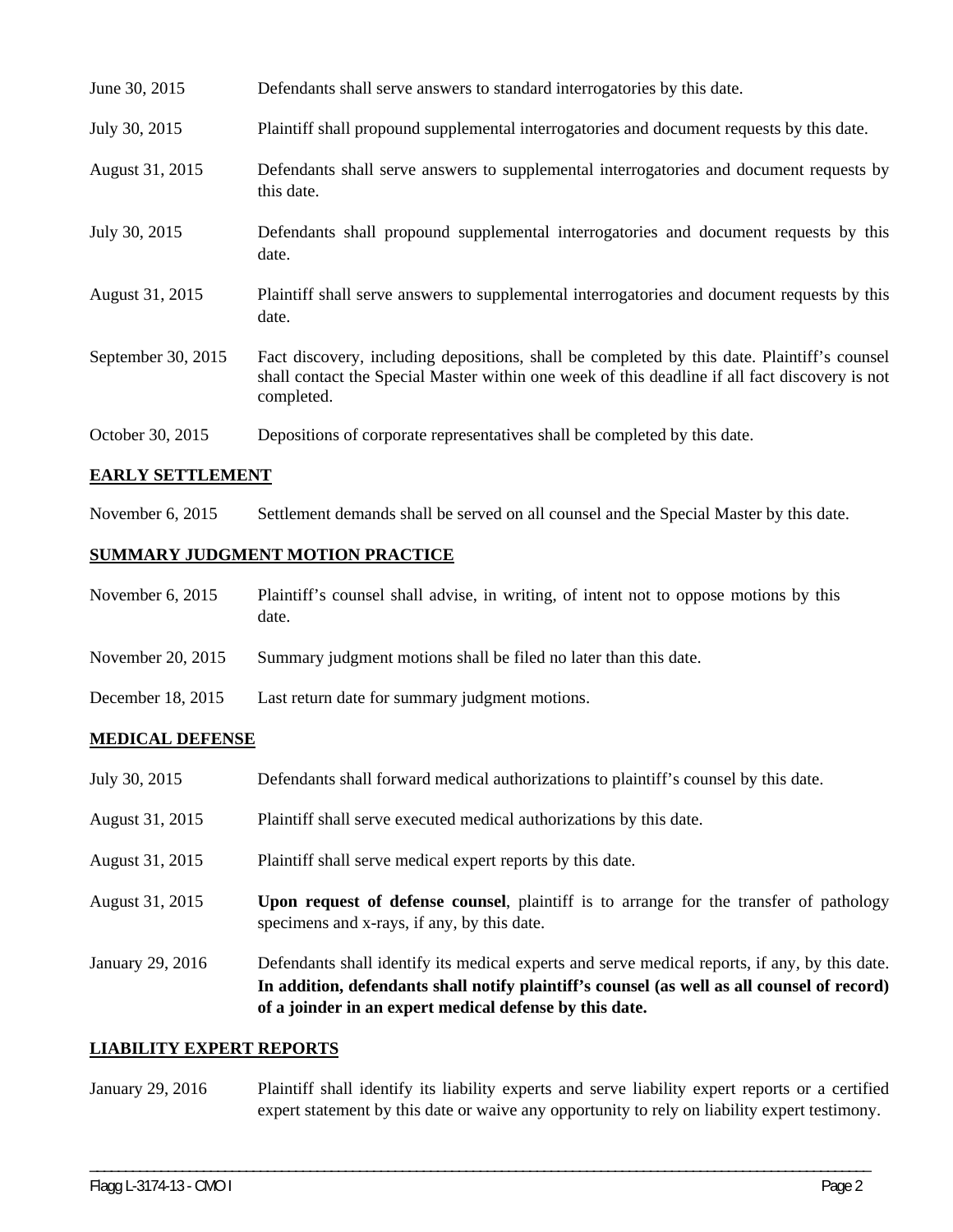| | |
|---|---|
| June 30, 2015 | Defendants shall serve answers to standard interrogatories by this date. |
| July 30, 2015 | Plaintiff shall propound supplemental interrogatories and document requests by this date. |
| August 31, 2015 | Defendants shall serve answers to supplemental interrogatories and document requests by this date. |
| July 30, 2015 | Defendants shall propound supplemental interrogatories and document requests by this date. |
| August 31, 2015 | Plaintiff shall serve answers to supplemental interrogatories and document requests by this date. |
| September 30, 2015 | Fact discovery, including depositions, shall be completed by this date. Plaintiff's counsel shall contact the Special Master within one week of this deadline if all fact discovery is not completed. |
| October 30, 2015 | Depositions of corporate representatives shall be completed by this date. |

## EARLY SETTLEMENT

| | |
|---|---|
| November 6, 2015 | Settlement demands shall be served on all counsel and the Special Master by this date. |

## SUMMARY JUDGMENT MOTION PRACTICE

| | |
|---|---|
| November 6, 2015 | Plaintiff's counsel shall advise, in writing, of intent not to oppose motions by this date. |
| November 20, 2015 | Summary judgment motions shall be filed no later than this date. |
| December 18, 2015 | Last return date for summary judgment motions. |

## MEDICAL DEFENSE

| | |
|---|---|
| July 30, 2015 | Defendants shall forward medical authorizations to plaintiff's counsel by this date. |
| August 31, 2015 | Plaintiff shall serve executed medical authorizations by this date. |
| August 31, 2015 | Plaintiff shall serve medical expert reports by this date. |
| August 31, 2015 | **Upon request of defense counsel**, plaintiff is to arrange for the transfer of pathology specimens and x-rays, if any, by this date. |
| January 29, 2016 | Defendants shall identify its medical experts and serve medical reports, if any, by this date. **In addition, defendants shall notify plaintiff's counsel (as well as all counsel of record) of a joinder in an expert medical defense by this date.** |

## LIABILITY EXPERT REPORTS

| | |
|---|---|
| January 29, 2016 | Plaintiff shall identify its liability experts and serve liability expert reports or a certified expert statement by this date or waive any opportunity to rely on liability expert testimony. |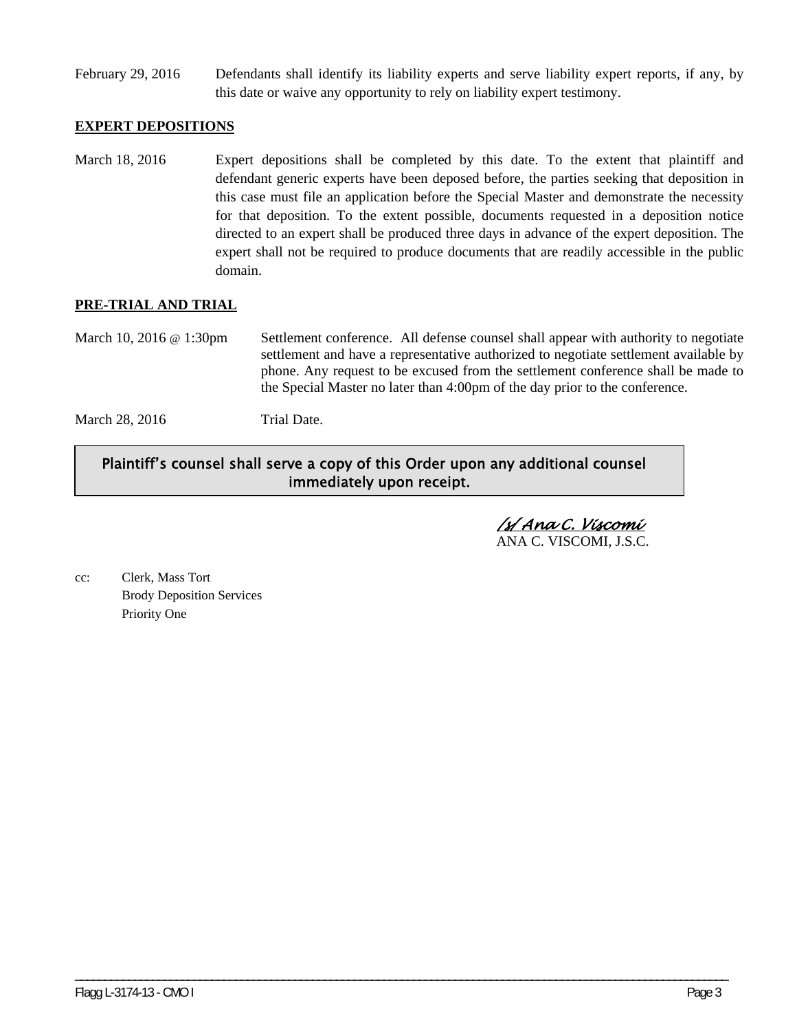February 29, 2016 Defendants shall identify its liability experts and serve liability expert reports, if any, by this date or waive any opportunity to rely on liability expert testimony.

## **EXPERT DEPOSITIONS**

March 18, 2016 Expert depositions shall be completed by this date. To the extent that plaintiff and defendant generic experts have been deposed before, the parties seeking that deposition in this case must file an application before the Special Master and demonstrate the necessity for that deposition. To the extent possible, documents requested in a deposition notice directed to an expert shall be produced three days in advance of the expert deposition. The expert shall not be required to produce documents that are readily accessible in the public domain.

## **PRE-TRIAL AND TRIAL**

March 10, 2016 @ 1:30pm Settlement conference. All defense counsel shall appear with authority to negotiate settlement and have a representative authorized to negotiate settlement available by phone. Any request to be excused from the settlement conference shall be made to the Special Master no later than 4:00pm of the day prior to the conference.

March 28, 2016 Trial Date.

**Plaintiff's counsel shall serve a copy of this Order upon any additional counsel immediately upon receipt.**

*/s/ Ana C. Viscomi*
ANA C. VISCOMI, J.S.C.

cc: Clerk, Mass Tort
Brody Deposition Services
Priority One